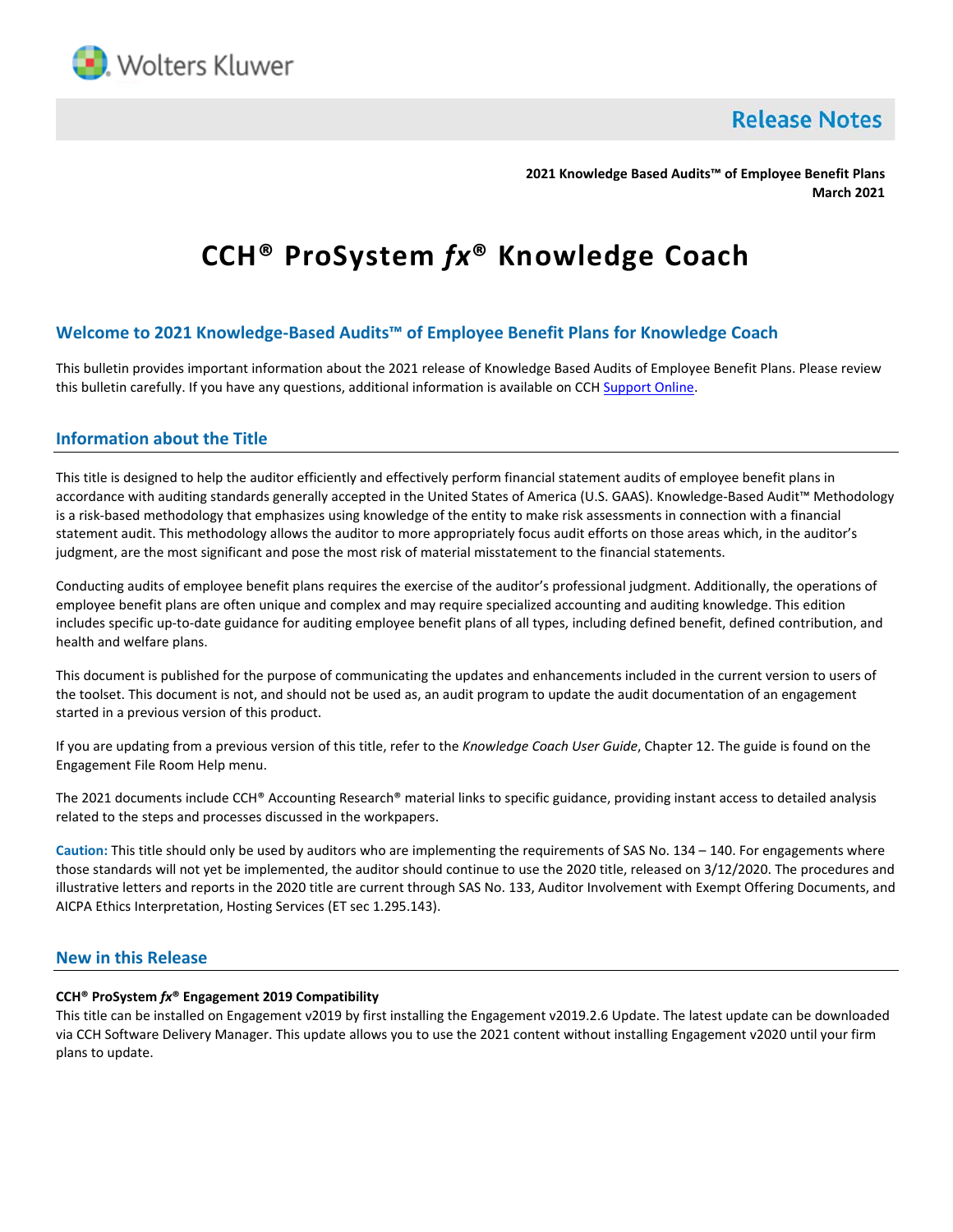Wolters Kluwer

**Release Notes**

**2021 Knowledge Based Audits™ of Employee Benefit Plans**
**March 2021**

# CCH® ProSystem *fx*® Knowledge Coach

## Welcome to 2021 Knowledge-Based Audits™ of Employee Benefit Plans for Knowledge Coach

This bulletin provides important information about the 2021 release of Knowledge Based Audits of Employee Benefit Plans. Please review this bulletin carefully. If you have any questions, additional information is available on CCH Support Online.

## Information about the Title

This title is designed to help the auditor efficiently and effectively perform financial statement audits of employee benefit plans in accordance with auditing standards generally accepted in the United States of America (U.S. GAAS). Knowledge-Based Audit™ Methodology is a risk-based methodology that emphasizes using knowledge of the entity to make risk assessments in connection with a financial statement audit. This methodology allows the auditor to more appropriately focus audit efforts on those areas which, in the auditor's judgment, are the most significant and pose the most risk of material misstatement to the financial statements.

Conducting audits of employee benefit plans requires the exercise of the auditor's professional judgment. Additionally, the operations of employee benefit plans are often unique and complex and may require specialized accounting and auditing knowledge. This edition includes specific up-to-date guidance for auditing employee benefit plans of all types, including defined benefit, defined contribution, and health and welfare plans.

This document is published for the purpose of communicating the updates and enhancements included in the current version to users of the toolset. This document is not, and should not be used as, an audit program to update the audit documentation of an engagement started in a previous version of this product.

If you are updating from a previous version of this title, refer to the *Knowledge Coach User Guide*, Chapter 12. The guide is found on the Engagement File Room Help menu.

The 2021 documents include CCH® Accounting Research® material links to specific guidance, providing instant access to detailed analysis related to the steps and processes discussed in the workpapers.

**Caution:** This title should only be used by auditors who are implementing the requirements of SAS No. 134 – 140. For engagements where those standards will not yet be implemented, the auditor should continue to use the 2020 title, released on 3/12/2020. The procedures and illustrative letters and reports in the 2020 title are current through SAS No. 133, Auditor Involvement with Exempt Offering Documents, and AICPA Ethics Interpretation, Hosting Services (ET sec 1.295.143).

## New in this Release

**CCH® ProSystem *fx*® Engagement 2019 Compatibility**
This title can be installed on Engagement v2019 by first installing the Engagement v2019.2.6 Update. The latest update can be downloaded via CCH Software Delivery Manager. This update allows you to use the 2021 content without installing Engagement v2020 until your firm plans to update.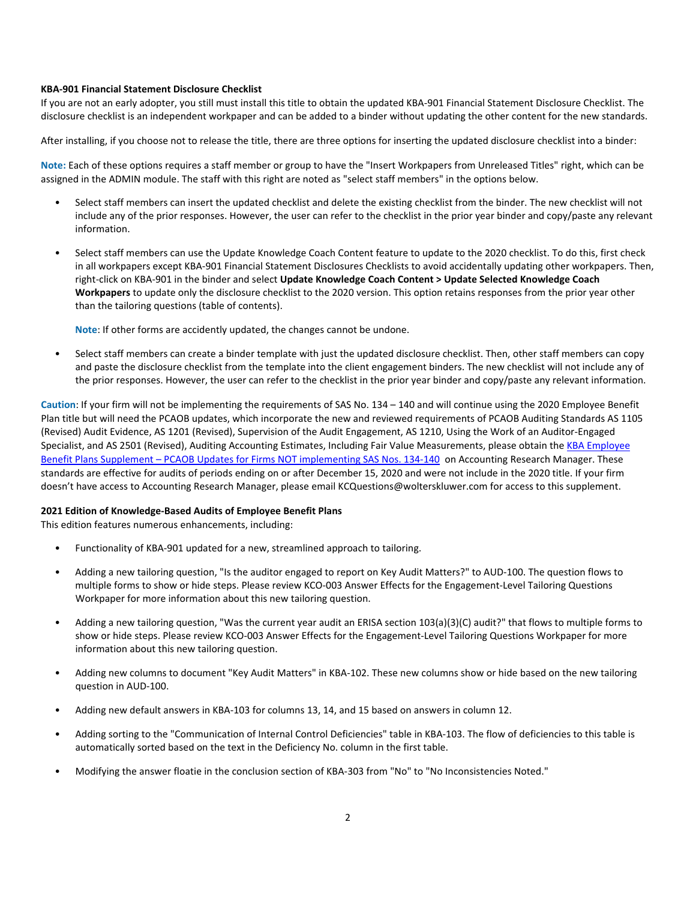**KBA-901 Financial Statement Disclosure Checklist**

If you are not an early adopter, you still must install this title to obtain the updated KBA-901 Financial Statement Disclosure Checklist. The disclosure checklist is an independent workpaper and can be added to a binder without updating the other content for the new standards.

After installing, if you choose not to release the title, there are three options for inserting the updated disclosure checklist into a binder:

**Note:** Each of these options requires a staff member or group to have the "Insert Workpapers from Unreleased Titles" right, which can be assigned in the ADMIN module. The staff with this right are noted as "select staff members" in the options below.

- Select staff members can insert the updated checklist and delete the existing checklist from the binder. The new checklist will not include any of the prior responses. However, the user can refer to the checklist in the prior year binder and copy/paste any relevant information.
- Select staff members can use the Update Knowledge Coach Content feature to update to the 2020 checklist. To do this, first check in all workpapers except KBA-901 Financial Statement Disclosures Checklists to avoid accidentally updating other workpapers. Then, right-click on KBA-901 in the binder and select **Update Knowledge Coach Content > Update Selected Knowledge Coach Workpapers** to update only the disclosure checklist to the 2020 version. This option retains responses from the prior year other than the tailoring questions (table of contents).

  **Note**: If other forms are accidently updated, the changes cannot be undone.
- Select staff members can create a binder template with just the updated disclosure checklist. Then, other staff members can copy and paste the disclosure checklist from the template into the client engagement binders. The new checklist will not include any of the prior responses. However, the user can refer to the checklist in the prior year binder and copy/paste any relevant information.

**Caution**: If your firm will not be implementing the requirements of SAS No. 134 – 140 and will continue using the 2020 Employee Benefit Plan title but will need the PCAOB updates, which incorporate the new and reviewed requirements of PCAOB Auditing Standards AS 1105 (Revised) Audit Evidence, AS 1201 (Revised), Supervision of the Audit Engagement, AS 1210, Using the Work of an Auditor-Engaged Specialist, and AS 2501 (Revised), Auditing Accounting Estimates, Including Fair Value Measurements, please obtain the KBA Employee Benefit Plans Supplement – PCAOB Updates for Firms NOT implementing SAS Nos. 134-140 on Accounting Research Manager. These standards are effective for audits of periods ending on or after December 15, 2020 and were not include in the 2020 title. If your firm doesn't have access to Accounting Research Manager, please email KCQuestions@wolterskluwer.com for access to this supplement.

**2021 Edition of Knowledge-Based Audits of Employee Benefit Plans**

This edition features numerous enhancements, including:

- Functionality of KBA-901 updated for a new, streamlined approach to tailoring.
- Adding a new tailoring question, "Is the auditor engaged to report on Key Audit Matters?" to AUD-100. The question flows to multiple forms to show or hide steps. Please review KCO-003 Answer Effects for the Engagement-Level Tailoring Questions Workpaper for more information about this new tailoring question.
- Adding a new tailoring question, "Was the current year audit an ERISA section 103(a)(3)(C) audit?" that flows to multiple forms to show or hide steps. Please review KCO-003 Answer Effects for the Engagement-Level Tailoring Questions Workpaper for more information about this new tailoring question.
- Adding new columns to document "Key Audit Matters" in KBA-102. These new columns show or hide based on the new tailoring question in AUD-100.
- Adding new default answers in KBA-103 for columns 13, 14, and 15 based on answers in column 12.
- Adding sorting to the "Communication of Internal Control Deficiencies" table in KBA-103. The flow of deficiencies to this table is automatically sorted based on the text in the Deficiency No. column in the first table.
- Modifying the answer floatie in the conclusion section of KBA-303 from "No" to "No Inconsistencies Noted."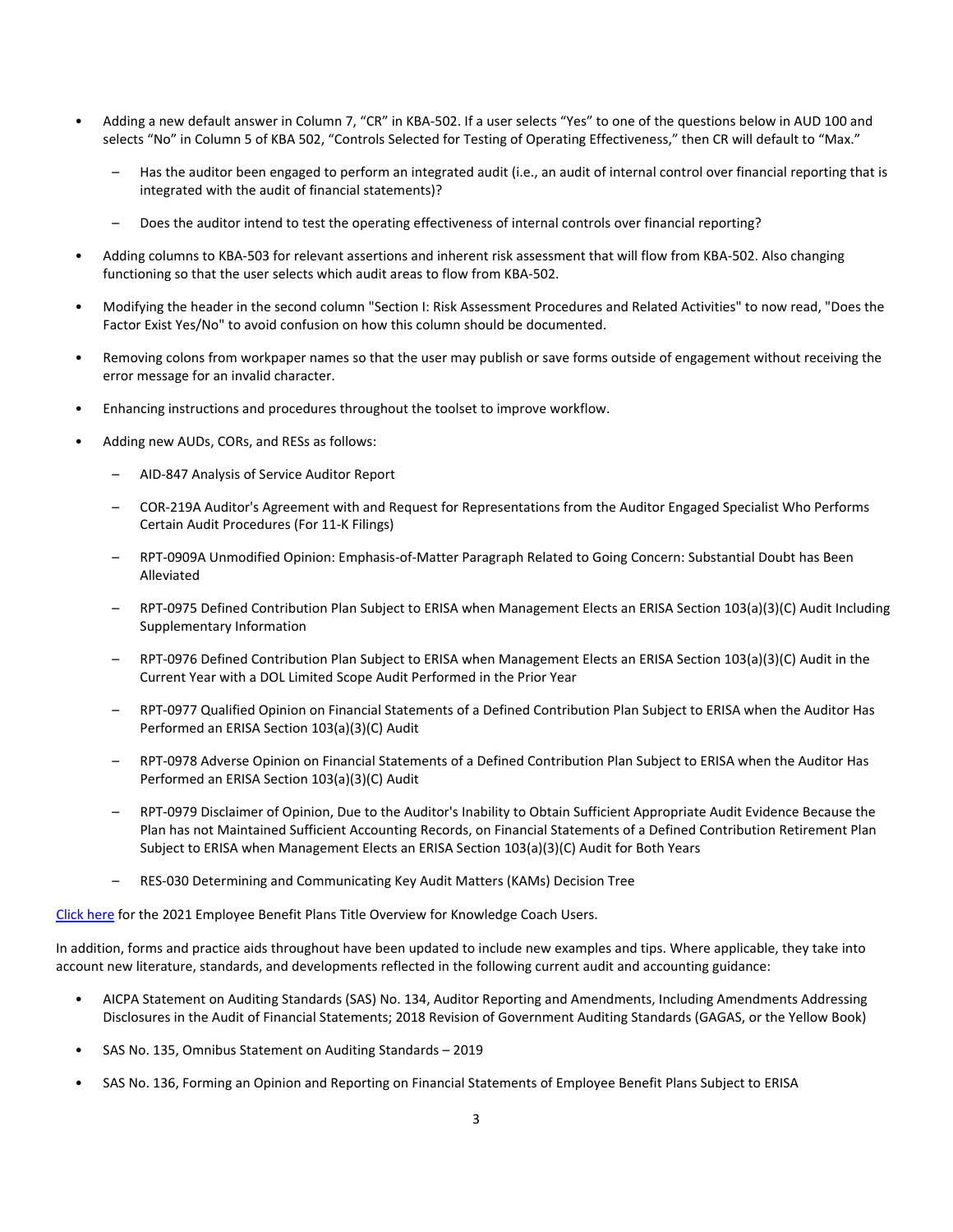- Adding a new default answer in Column 7, "CR" in KBA-502. If a user selects "Yes" to one of the questions below in AUD 100 and selects "No" in Column 5 of KBA 502, "Controls Selected for Testing of Operating Effectiveness," then CR will default to "Max."
  - Has the auditor been engaged to perform an integrated audit (i.e., an audit of internal control over financial reporting that is integrated with the audit of financial statements)?
  - Does the auditor intend to test the operating effectiveness of internal controls over financial reporting?
- Adding columns to KBA-503 for relevant assertions and inherent risk assessment that will flow from KBA-502. Also changing functioning so that the user selects which audit areas to flow from KBA-502.
- Modifying the header in the second column "Section I: Risk Assessment Procedures and Related Activities" to now read, "Does the Factor Exist Yes/No" to avoid confusion on how this column should be documented.
- Removing colons from workpaper names so that the user may publish or save forms outside of engagement without receiving the error message for an invalid character.
- Enhancing instructions and procedures throughout the toolset to improve workflow.
- Adding new AUDs, CORs, and RESs as follows:
  - AID-847 Analysis of Service Auditor Report
  - COR-219A Auditor's Agreement with and Request for Representations from the Auditor Engaged Specialist Who Performs Certain Audit Procedures (For 11-K Filings)
  - RPT-0909A Unmodified Opinion: Emphasis-of-Matter Paragraph Related to Going Concern: Substantial Doubt has Been Alleviated
  - RPT-0975 Defined Contribution Plan Subject to ERISA when Management Elects an ERISA Section 103(a)(3)(C) Audit Including Supplementary Information
  - RPT-0976 Defined Contribution Plan Subject to ERISA when Management Elects an ERISA Section 103(a)(3)(C) Audit in the Current Year with a DOL Limited Scope Audit Performed in the Prior Year
  - RPT-0977 Qualified Opinion on Financial Statements of a Defined Contribution Plan Subject to ERISA when the Auditor Has Performed an ERISA Section 103(a)(3)(C) Audit
  - RPT-0978 Adverse Opinion on Financial Statements of a Defined Contribution Plan Subject to ERISA when the Auditor Has Performed an ERISA Section 103(a)(3)(C) Audit
  - RPT-0979 Disclaimer of Opinion, Due to the Auditor's Inability to Obtain Sufficient Appropriate Audit Evidence Because the Plan has not Maintained Sufficient Accounting Records, on Financial Statements of a Defined Contribution Retirement Plan Subject to ERISA when Management Elects an ERISA Section 103(a)(3)(C) Audit for Both Years
  - RES-030 Determining and Communicating Key Audit Matters (KAMs) Decision Tree

Click here for the 2021 Employee Benefit Plans Title Overview for Knowledge Coach Users.

In addition, forms and practice aids throughout have been updated to include new examples and tips. Where applicable, they take into account new literature, standards, and developments reflected in the following current audit and accounting guidance:

- AICPA Statement on Auditing Standards (SAS) No. 134, Auditor Reporting and Amendments, Including Amendments Addressing Disclosures in the Audit of Financial Statements; 2018 Revision of Government Auditing Standards (GAGAS, or the Yellow Book)
- SAS No. 135, Omnibus Statement on Auditing Standards – 2019
- SAS No. 136, Forming an Opinion and Reporting on Financial Statements of Employee Benefit Plans Subject to ERISA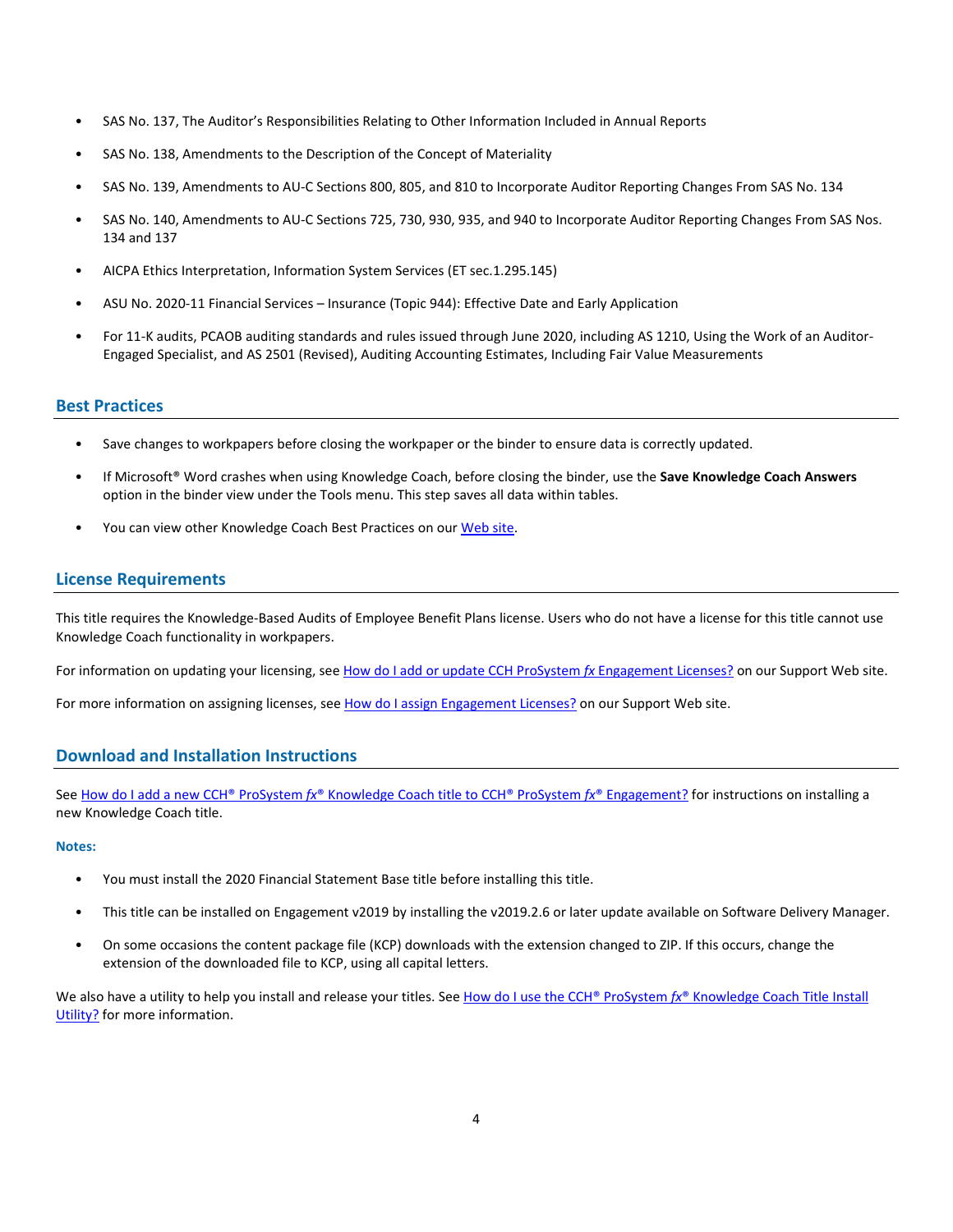- SAS No. 137, The Auditor's Responsibilities Relating to Other Information Included in Annual Reports
- SAS No. 138, Amendments to the Description of the Concept of Materiality
- SAS No. 139, Amendments to AU-C Sections 800, 805, and 810 to Incorporate Auditor Reporting Changes From SAS No. 134
- SAS No. 140, Amendments to AU-C Sections 725, 730, 930, 935, and 940 to Incorporate Auditor Reporting Changes From SAS Nos. 134 and 137
- AICPA Ethics Interpretation, Information System Services (ET sec.1.295.145)
- ASU No. 2020-11 Financial Services – Insurance (Topic 944): Effective Date and Early Application
- For 11-K audits, PCAOB auditing standards and rules issued through June 2020, including AS 1210, Using the Work of an Auditor-Engaged Specialist, and AS 2501 (Revised), Auditing Accounting Estimates, Including Fair Value Measurements

## Best Practices

- Save changes to workpapers before closing the workpaper or the binder to ensure data is correctly updated.
- If Microsoft® Word crashes when using Knowledge Coach, before closing the binder, use the **Save Knowledge Coach Answers** option in the binder view under the Tools menu. This step saves all data within tables.
- You can view other Knowledge Coach Best Practices on our Web site.

## License Requirements

This title requires the Knowledge-Based Audits of Employee Benefit Plans license. Users who do not have a license for this title cannot use Knowledge Coach functionality in workpapers.

For information on updating your licensing, see How do I add or update CCH ProSystem *fx* Engagement Licenses? on our Support Web site.

For more information on assigning licenses, see How do I assign Engagement Licenses? on our Support Web site.

## Download and Installation Instructions

See How do I add a new CCH® ProSystem *fx*® Knowledge Coach title to CCH® ProSystem *fx*® Engagement? for instructions on installing a new Knowledge Coach title.

**Notes:**

- You must install the 2020 Financial Statement Base title before installing this title.
- This title can be installed on Engagement v2019 by installing the v2019.2.6 or later update available on Software Delivery Manager.
- On some occasions the content package file (KCP) downloads with the extension changed to ZIP. If this occurs, change the extension of the downloaded file to KCP, using all capital letters.

We also have a utility to help you install and release your titles. See How do I use the CCH® ProSystem *fx*® Knowledge Coach Title Install Utility? for more information.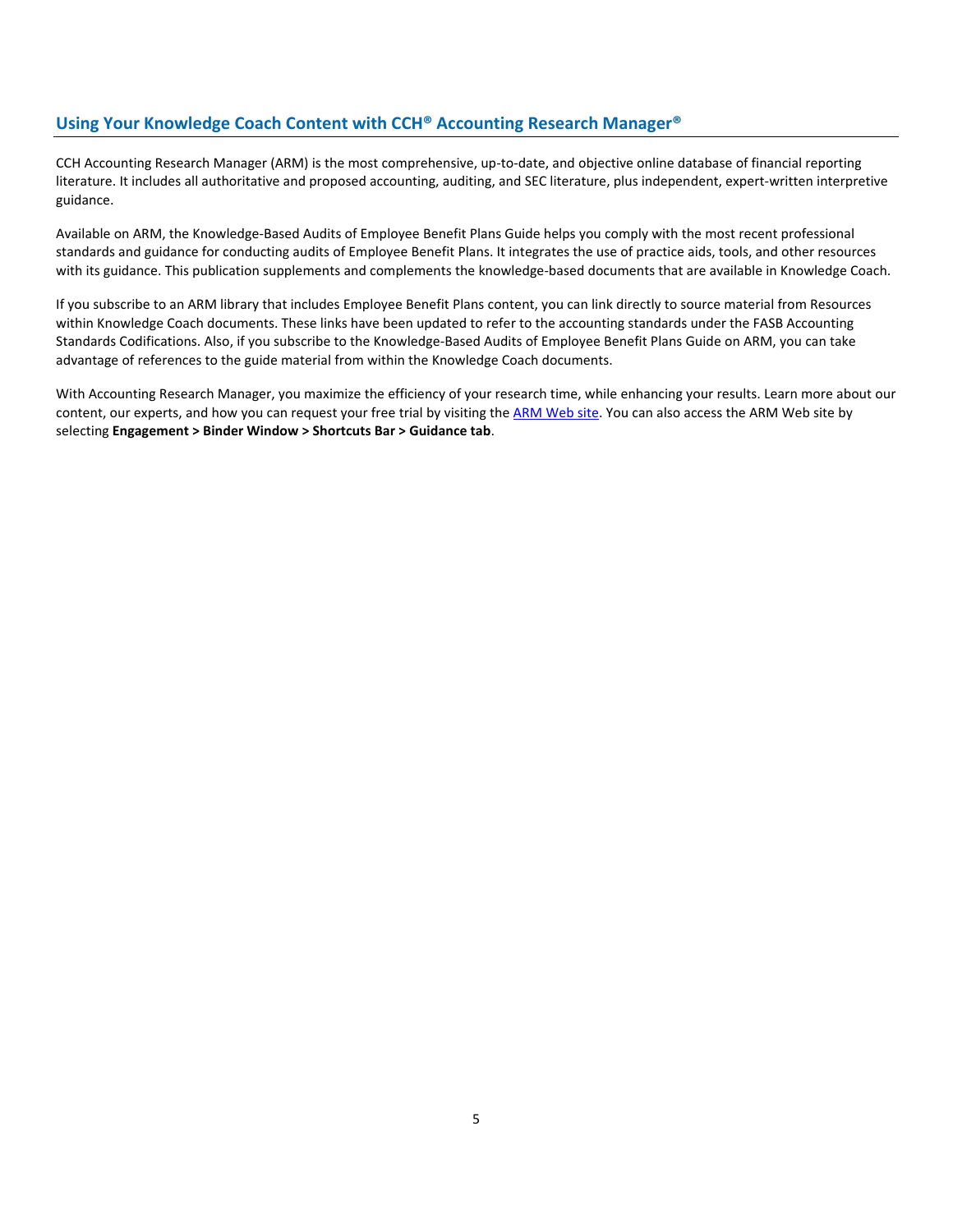## Using Your Knowledge Coach Content with CCH® Accounting Research Manager®

CCH Accounting Research Manager (ARM) is the most comprehensive, up-to-date, and objective online database of financial reporting literature. It includes all authoritative and proposed accounting, auditing, and SEC literature, plus independent, expert-written interpretive guidance.

Available on ARM, the Knowledge-Based Audits of Employee Benefit Plans Guide helps you comply with the most recent professional standards and guidance for conducting audits of Employee Benefit Plans. It integrates the use of practice aids, tools, and other resources with its guidance. This publication supplements and complements the knowledge-based documents that are available in Knowledge Coach.

If you subscribe to an ARM library that includes Employee Benefit Plans content, you can link directly to source material from Resources within Knowledge Coach documents. These links have been updated to refer to the accounting standards under the FASB Accounting Standards Codifications. Also, if you subscribe to the Knowledge-Based Audits of Employee Benefit Plans Guide on ARM, you can take advantage of references to the guide material from within the Knowledge Coach documents.

With Accounting Research Manager, you maximize the efficiency of your research time, while enhancing your results. Learn more about our content, our experts, and how you can request your free trial by visiting the ARM Web site. You can also access the ARM Web site by selecting **Engagement > Binder Window > Shortcuts Bar > Guidance tab**.